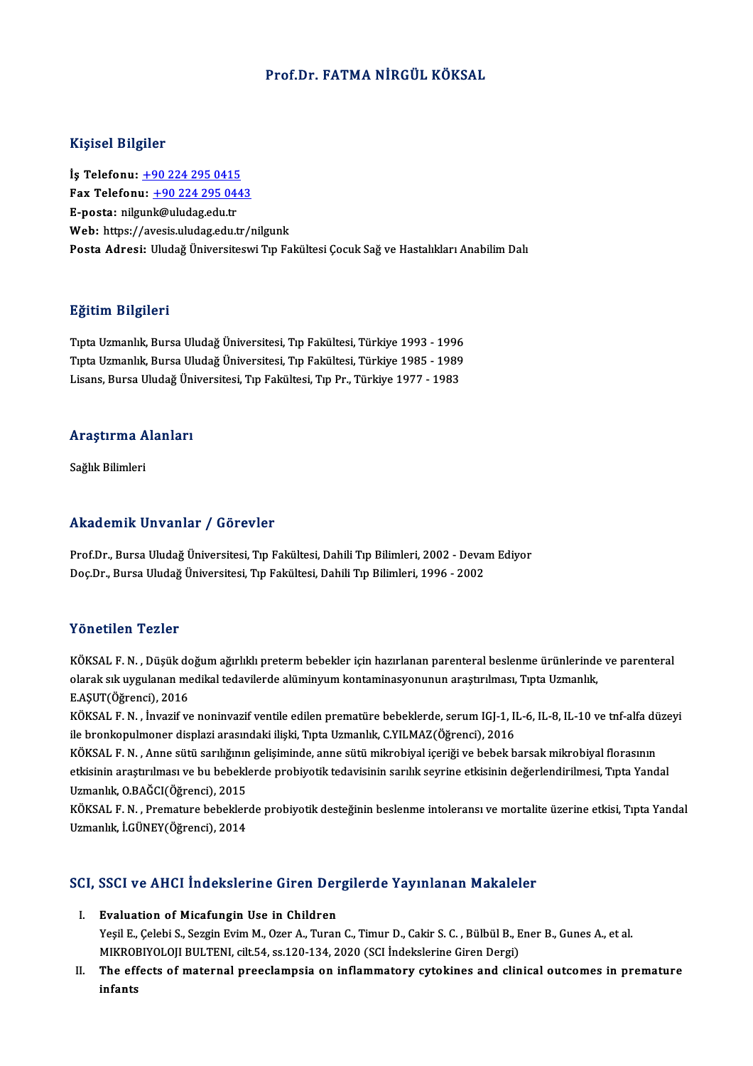# Prof.Dr. FATMA NİRGÜL KÖKSAL

## Kişisel Bilgiler

**İş Telefonu:** +90 224 295 0415
**Fax Telefonu:** +90 224 295 0443
**E-posta:** nilgunk@uludag.edu.tr
**Web:** https://avesis.uludag.edu.tr/nilgunk
**Posta Adresi:** Uludağ Üniversiteswi Tıp Fakültesi Çocuk Sağ ve Hastalıkları Anabilim Dalı

## Eğitim Bilgileri

Tıpta Uzmanlık, Bursa Uludağ Üniversitesi, Tıp Fakültesi, Türkiye 1993 - 1996
Tıpta Uzmanlık, Bursa Uludağ Üniversitesi, Tıp Fakültesi, Türkiye 1985 - 1989
Lisans, Bursa Uludağ Üniversitesi, Tıp Fakültesi, Tıp Pr., Türkiye 1977 - 1983

## Araştırma Alanları

Sağlık Bilimleri

## Akademik Unvanlar / Görevler

Prof.Dr., Bursa Uludağ Üniversitesi, Tıp Fakültesi, Dahili Tıp Bilimleri, 2002 - Devam Ediyor
Doç.Dr., Bursa Uludağ Üniversitesi, Tıp Fakültesi, Dahili Tıp Bilimleri, 1996 - 2002

## Yönetilen Tezler

KÖKSAL F. N. , Düşük doğum ağırlıklı preterm bebekler için hazırlanan parenteral beslenme ürünlerinde ve parenteral olarak sık uygulanan medikal tedavilerde alüminyum kontaminasyonunun araştırılması, Tıpta Uzmanlık, E.AŞUT(Öğrenci), 2016

KÖKSAL F. N. , İnvazif ve noninvazif ventile edilen prematüre bebeklerde, serum IGJ-1, IL-6, IL-8, IL-10 ve tnf-alfa düzeyi ile bronkopulmoner displazi arasındaki ilişki, Tıpta Uzmanlık, C.YILMAZ(Öğrenci), 2016

KÖKSAL F. N. , Anne sütü sarılığının gelişiminde, anne sütü mikrobiyal içeriği ve bebek barsak mikrobiyal florasının etkisinin araştırılması ve bu bebeklerde probiyotik tedavisinin sarılık seyrine etkisinin değerlendirilmesi, Tıpta Yandal Uzmanlık, O.BAĞCI(Öğrenci), 2015

KÖKSAL F. N. , Premature bebeklerde probiyotik desteğinin beslenme intoleransı ve mortalite üzerine etkisi, Tıpta Yandal Uzmanlık, İ.GÜNEY(Öğrenci), 2014

## SCI, SSCI ve AHCI İndekslerine Giren Dergilerde Yayınlanan Makaleler

I. **Evaluation of Micafungin Use in Children**
Yeşil E., Çelebi S., Sezgin Evim M., Ozer A., Turan C., Timur D., Cakir S. C. , Bülbül B., Ener B., Gunes A., et al.
MIKROBIYOLOJI BULTENI, cilt.54, ss.120-134, 2020 (SCI İndekslerine Giren Dergi)

II. **The effects of maternal preeclampsia on inflammatory cytokines and clinical outcomes in premature infants**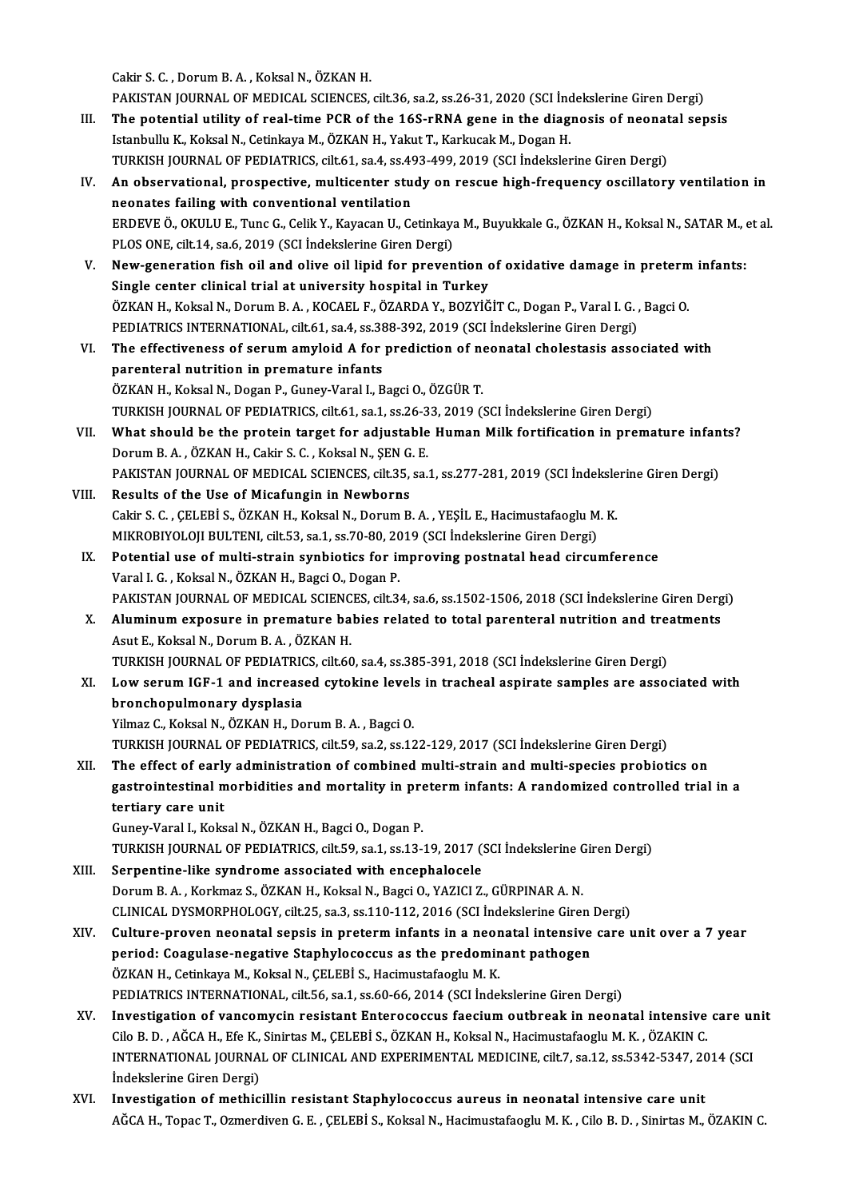Cakir S. C. , Dorum B. A. , Koksal N., ÖZKAN H.
PAKISTAN JOURNAL OF MEDICAL SCIENCES, cilt.36, sa.2, ss.26-31, 2020 (SCI İndekslerine Giren Dergi)

III. **The potential utility of real-time PCR of the 16S-rRNA gene in the diagnosis of neonatal sepsis**
Istanbullu K., Koksal N., Cetinkaya M., ÖZKAN H., Yakut T., Karkucak M., Dogan H.
TURKISH JOURNAL OF PEDIATRICS, cilt.61, sa.4, ss.493-499, 2019 (SCI İndekslerine Giren Dergi)

IV. **An observational, prospective, multicenter study on rescue high-frequency oscillatory ventilation in neonates failing with conventional ventilation**
ERDEVE Ö., OKULU E., Tunc G., Celik Y., Kayacan U., Cetinkaya M., Buyukkale G., ÖZKAN H., Koksal N., SATAR M., et al.
PLOS ONE, cilt.14, sa.6, 2019 (SCI İndekslerine Giren Dergi)

V. **New-generation fish oil and olive oil lipid for prevention of oxidative damage in preterm infants: Single center clinical trial at university hospital in Turkey**
ÖZKAN H., Koksal N., Dorum B. A. , KOCAEL F., ÖZARDA Y., BOZYİĞİT C., Dogan P., Varal I. G. , Bagci O.
PEDIATRICS INTERNATIONAL, cilt.61, sa.4, ss.388-392, 2019 (SCI İndekslerine Giren Dergi)

VI. **The effectiveness of serum amyloid A for prediction of neonatal cholestasis associated with parenteral nutrition in premature infants**
ÖZKAN H., Koksal N., Dogan P., Guney-Varal I., Bagci O., ÖZGÜR T.
TURKISH JOURNAL OF PEDIATRICS, cilt.61, sa.1, ss.26-33, 2019 (SCI İndekslerine Giren Dergi)

VII. **What should be the protein target for adjustable Human Milk fortification in premature infants?**
Dorum B. A. , ÖZKAN H., Cakir S. C. , Koksal N., ŞEN G. E.
PAKISTAN JOURNAL OF MEDICAL SCIENCES, cilt.35, sa.1, ss.277-281, 2019 (SCI İndekslerine Giren Dergi)

VIII. **Results of the Use of Micafungin in Newborns**
Cakir S. C. , ÇELEBİ S., ÖZKAN H., Koksal N., Dorum B. A. , YEŞİL E., Hacimustafaoglu M. K.
MIKROBIYOLOJI BULTENI, cilt.53, sa.1, ss.70-80, 2019 (SCI İndekslerine Giren Dergi)

IX. **Potential use of multi-strain synbiotics for improving postnatal head circumference**
Varal I. G. , Koksal N., ÖZKAN H., Bagci O., Dogan P.
PAKISTAN JOURNAL OF MEDICAL SCIENCES, cilt.34, sa.6, ss.1502-1506, 2018 (SCI İndekslerine Giren Dergi)

X. **Aluminum exposure in premature babies related to total parenteral nutrition and treatments**
Asut E., Koksal N., Dorum B. A. , ÖZKAN H.
TURKISH JOURNAL OF PEDIATRICS, cilt.60, sa.4, ss.385-391, 2018 (SCI İndekslerine Giren Dergi)

XI. **Low serum IGF-1 and increased cytokine levels in tracheal aspirate samples are associated with bronchopulmonary dysplasia**
Yilmaz C., Koksal N., ÖZKAN H., Dorum B. A. , Bagci O.
TURKISH JOURNAL OF PEDIATRICS, cilt.59, sa.2, ss.122-129, 2017 (SCI İndekslerine Giren Dergi)

XII. **The effect of early administration of combined multi-strain and multi-species probiotics on gastrointestinal morbidities and mortality in preterm infants: A randomized controlled trial in a tertiary care unit**
Guney-Varal I., Koksal N., ÖZKAN H., Bagci O., Dogan P.
TURKISH JOURNAL OF PEDIATRICS, cilt.59, sa.1, ss.13-19, 2017 (SCI İndekslerine Giren Dergi)

XIII. **Serpentine-like syndrome associated with encephalocele**
Dorum B. A. , Korkmaz S., ÖZKAN H., Koksal N., Bagci O., YAZICI Z., GÜRPINAR A. N.
CLINICAL DYSMORPHOLOGY, cilt.25, sa.3, ss.110-112, 2016 (SCI İndekslerine Giren Dergi)

XIV. **Culture-proven neonatal sepsis in preterm infants in a neonatal intensive care unit over a 7 year period: Coagulase-negative Staphylococcus as the predominant pathogen**
ÖZKAN H., Cetinkaya M., Koksal N., ÇELEBİ S., Hacimustafaoglu M. K.
PEDIATRICS INTERNATIONAL, cilt.56, sa.1, ss.60-66, 2014 (SCI İndekslerine Giren Dergi)

XV. **Investigation of vancomycin resistant Enterococcus faecium outbreak in neonatal intensive care unit**
Cilo B. D. , AĞCA H., Efe K., Sinirtas M., ÇELEBİ S., ÖZKAN H., Koksal N., Hacimustafaoglu M. K. , ÖZAKIN C.
INTERNATIONAL JOURNAL OF CLINICAL AND EXPERIMENTAL MEDICINE, cilt.7, sa.12, ss.5342-5347, 2014 (SCI İndekslerine Giren Dergi)

XVI. **Investigation of methicillin resistant Staphylococcus aureus in neonatal intensive care unit**
AĞCA H., Topac T., Ozmerdiven G. E. , ÇELEBİ S., Koksal N., Hacimustafaoglu M. K. , Cilo B. D. , Sinirtas M., ÖZAKIN C.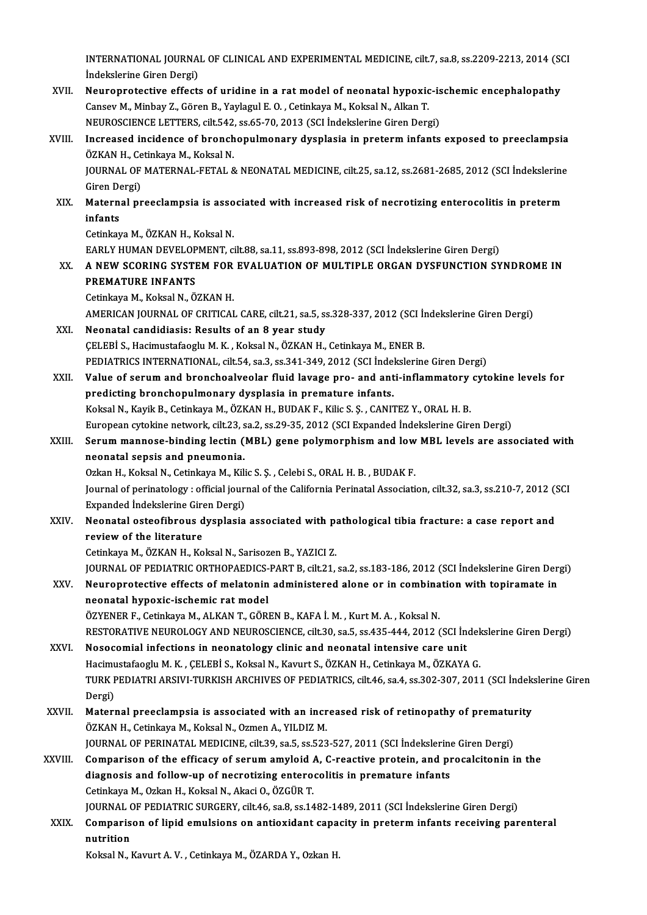INTERNATIONAL JOURNAL OF CLINICAL AND EXPERIMENTAL MEDICINE, cilt.7, sa.8, ss.2209-2213, 2014 (SCI İndekslerine Giren Dergi)

XVII. **Neuroprotective effects of uridine in a rat model of neonatal hypoxic-ischemic encephalopathy**
Cansev M., Minbay Z., Gören B., Yaylagul E. O. , Cetinkaya M., Koksal N., Alkan T.
NEUROSCIENCE LETTERS, cilt.542, ss.65-70, 2013 (SCI İndekslerine Giren Dergi)

XVIII. **Increased incidence of bronchopulmonary dysplasia in preterm infants exposed to preeclampsia**
ÖZKAN H., Cetinkaya M., Koksal N.
JOURNAL OF MATERNAL-FETAL & NEONATAL MEDICINE, cilt.25, sa.12, ss.2681-2685, 2012 (SCI İndekslerine Giren Dergi)

XIX. **Maternal preeclampsia is associated with increased risk of necrotizing enterocolitis in preterm infants**
Cetinkaya M., ÖZKAN H., Koksal N.
EARLY HUMAN DEVELOPMENT, cilt.88, sa.11, ss.893-898, 2012 (SCI İndekslerine Giren Dergi)

XX. **A NEW SCORING SYSTEM FOR EVALUATION OF MULTIPLE ORGAN DYSFUNCTION SYNDROME IN PREMATURE INFANTS**
Cetinkaya M., Koksal N., ÖZKAN H.
AMERICAN JOURNAL OF CRITICAL CARE, cilt.21, sa.5, ss.328-337, 2012 (SCI İndekslerine Giren Dergi)

XXI. **Neonatal candidiasis: Results of an 8 year study**
ÇELEBİ S., Hacimustafaoglu M. K. , Koksal N., ÖZKAN H., Cetinkaya M., ENER B.
PEDIATRICS INTERNATIONAL, cilt.54, sa.3, ss.341-349, 2012 (SCI İndekslerine Giren Dergi)

XXII. **Value of serum and bronchoalveolar fluid lavage pro- and anti-inflammatory cytokine levels for predicting bronchopulmonary dysplasia in premature infants.**
Koksal N., Kayik B., Cetinkaya M., ÖZKAN H., BUDAK F., Kilic S. Ş. , CANITEZ Y., ORAL H. B.
European cytokine network, cilt.23, sa.2, ss.29-35, 2012 (SCI Expanded İndekslerine Giren Dergi)

XXIII. **Serum mannose-binding lectin (MBL) gene polymorphism and low MBL levels are associated with neonatal sepsis and pneumonia.**
Ozkan H., Koksal N., Cetinkaya M., Kilic S. Ş. , Celebi S., ORAL H. B. , BUDAK F.
Journal of perinatology : official journal of the California Perinatal Association, cilt.32, sa.3, ss.210-7, 2012 (SCI Expanded İndekslerine Giren Dergi)

XXIV. **Neonatal osteofibrous dysplasia associated with pathological tibia fracture: a case report and review of the literature**
Cetinkaya M., ÖZKAN H., Koksal N., Sarisozen B., YAZICI Z.
JOURNAL OF PEDIATRIC ORTHOPAEDICS-PART B, cilt.21, sa.2, ss.183-186, 2012 (SCI İndekslerine Giren Dergi)

XXV. **Neuroprotective effects of melatonin administered alone or in combination with topiramate in neonatal hypoxic-ischemic rat model**
ÖZYENER F., Cetinkaya M., ALKAN T., GÖREN B., KAFA İ. M. , Kurt M. A. , Koksal N.
RESTORATIVE NEUROLOGY AND NEUROSCIENCE, cilt.30, sa.5, ss.435-444, 2012 (SCI İndekslerine Giren Dergi)

XXVI. **Nosocomial infections in neonatology clinic and neonatal intensive care unit**
Hacimustafaoglu M. K. , ÇELEBİ S., Koksal N., Kavurt S., ÖZKAN H., Cetinkaya M., ÖZKAYA G.
TURK PEDIATRI ARSIVI-TURKISH ARCHIVES OF PEDIATRICS, cilt.46, sa.4, ss.302-307, 2011 (SCI İndekslerine Giren Dergi)

XXVII. **Maternal preeclampsia is associated with an increased risk of retinopathy of prematurity**
ÖZKAN H., Cetinkaya M., Koksal N., Ozmen A., YILDIZ M.
JOURNAL OF PERINATAL MEDICINE, cilt.39, sa.5, ss.523-527, 2011 (SCI İndekslerine Giren Dergi)

XXVIII. **Comparison of the efficacy of serum amyloid A, C-reactive protein, and procalcitonin in the diagnosis and follow-up of necrotizing enterocolitis in premature infants**
Cetinkaya M., Ozkan H., Koksal N., Akaci O., ÖZGÜR T.
JOURNAL OF PEDIATRIC SURGERY, cilt.46, sa.8, ss.1482-1489, 2011 (SCI İndekslerine Giren Dergi)

XXIX. **Comparison of lipid emulsions on antioxidant capacity in preterm infants receiving parenteral nutrition**
Koksal N., Kavurt A. V. , Cetinkaya M., ÖZARDA Y., Ozkan H.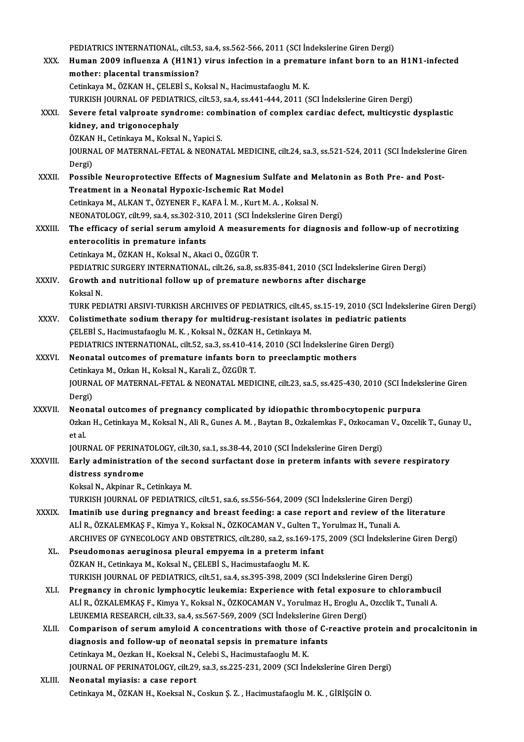PEDIATRICS INTERNATIONAL, cilt.53, sa.4, ss.562-566, 2011 (SCI İndekslerine Giren Dergi)

XXX. **Human 2009 influenza A (H1N1) virus infection in a premature infant born to an H1N1-infected mother: placental transmission?**
Cetinkaya M., ÖZKAN H., ÇELEBİ S., Koksal N., Hacimustafaoglu M. K.
TURKISH JOURNAL OF PEDIATRICS, cilt.53, sa.4, ss.441-444, 2011 (SCI İndekslerine Giren Dergi)

XXXI. **Severe fetal valproate syndrome: combination of complex cardiac defect, multicystic dysplastic kidney, and trigonocephaly**
ÖZKAN H., Cetinkaya M., Koksal N., Yapici S.
JOURNAL OF MATERNAL-FETAL & NEONATAL MEDICINE, cilt.24, sa.3, ss.521-524, 2011 (SCI İndekslerine Giren Dergi)

XXXII. **Possible Neuroprotective Effects of Magnesium Sulfate and Melatonin as Both Pre- and Post-Treatment in a Neonatal Hypoxic-Ischemic Rat Model**
Cetinkaya M., ALKAN T., ÖZYENER F., KAFA İ. M. , Kurt M. A. , Koksal N.
NEONATOLOGY, cilt.99, sa.4, ss.302-310, 2011 (SCI İndekslerine Giren Dergi)

XXXIII. **The efficacy of serial serum amyloid A measurements for diagnosis and follow-up of necrotizing enterocolitis in premature infants**
Cetinkaya M., ÖZKAN H., Koksal N., Akaci O., ÖZGÜR T.
PEDIATRIC SURGERY INTERNATIONAL, cilt.26, sa.8, ss.835-841, 2010 (SCI İndekslerine Giren Dergi)

XXXIV. **Growth and nutritional follow up of premature newborns after discharge**
Koksal N.
TURK PEDIATRI ARSIVI-TURKISH ARCHIVES OF PEDIATRICS, cilt.45, ss.15-19, 2010 (SCI İndekslerine Giren Dergi)

XXXV. **Colistimethate sodium therapy for multidrug-resistant isolates in pediatric patients**
ÇELEBİ S., Hacimustafaoglu M. K. , Koksal N., ÖZKAN H., Cetinkaya M.
PEDIATRICS INTERNATIONAL, cilt.52, sa.3, ss.410-414, 2010 (SCI İndekslerine Giren Dergi)

XXXVI. **Neonatal outcomes of premature infants born to preeclamptic mothers**
Cetinkaya M., Ozkan H., Koksal N., Karali Z., ÖZGÜR T.
JOURNAL OF MATERNAL-FETAL & NEONATAL MEDICINE, cilt.23, sa.5, ss.425-430, 2010 (SCI İndekslerine Giren Dergi)

XXXVII. **Neonatal outcomes of pregnancy complicated by idiopathic thrombocytopenic purpura**
Ozkan H., Cetinkaya M., Koksal N., Ali R., Gunes A. M. , Baytan B., Ozkalemkas F., Ozkocaman V., Ozcelik T., Gunay U., et al.
JOURNAL OF PERINATOLOGY, cilt.30, sa.1, ss.38-44, 2010 (SCI İndekslerine Giren Dergi)

XXXVIII. **Early administration of the second surfactant dose in preterm infants with severe respiratory distress syndrome**
Koksal N., Akpinar R., Cetinkaya M.
TURKISH JOURNAL OF PEDIATRICS, cilt.51, sa.6, ss.556-564, 2009 (SCI İndekslerine Giren Dergi)

XXXIX. **Imatinib use during pregnancy and breast feeding: a case report and review of the literature**
ALİ R., ÖZKALEMKAŞ F., Kimya Y., Koksal N., ÖZKOCAMAN V., Gulten T., Yorulmaz H., Tunali A.
ARCHIVES OF GYNECOLOGY AND OBSTETRICS, cilt.280, sa.2, ss.169-175, 2009 (SCI İndekslerine Giren Dergi)

XL. **Pseudomonas aeruginosa pleural empyema in a preterm infant**
ÖZKAN H., Cetinkaya M., Koksal N., ÇELEBİ S., Hacimustafaoglu M. K.
TURKISH JOURNAL OF PEDIATRICS, cilt.51, sa.4, ss.395-398, 2009 (SCI İndekslerine Giren Dergi)

XLI. **Pregnancy in chronic lymphocytic leukemia: Experience with fetal exposure to chlorambucil**
ALİ R., ÖZKALEMKAŞ F., Kimya Y., Koksal N., ÖZKOCAMAN V., Yorulmaz H., Eroglu A., Ozcclik T., Tunali A.
LEUKEMIA RESEARCH, cilt.33, sa.4, ss.567-569, 2009 (SCI İndekslerine Giren Dergi)

XLII. **Comparison of serum amyloid A concentrations with those of C-reactive protein and procalcitonin in diagnosis and follow-up of neonatal sepsis in premature infants**
Cetinkaya M., Oezkan H., Koeksal N., Celebi S., Hacimustafaoglu M. K.
JOURNAL OF PERINATOLOGY, cilt.29, sa.3, ss.225-231, 2009 (SCI İndekslerine Giren Dergi)

XLIII. **Neonatal myiasis: a case report**
Cetinkaya M., ÖZKAN H., Koeksal N., Coskun Ş. Z. , Hacimustafaoglu M. K. , GİRİŞGİN O.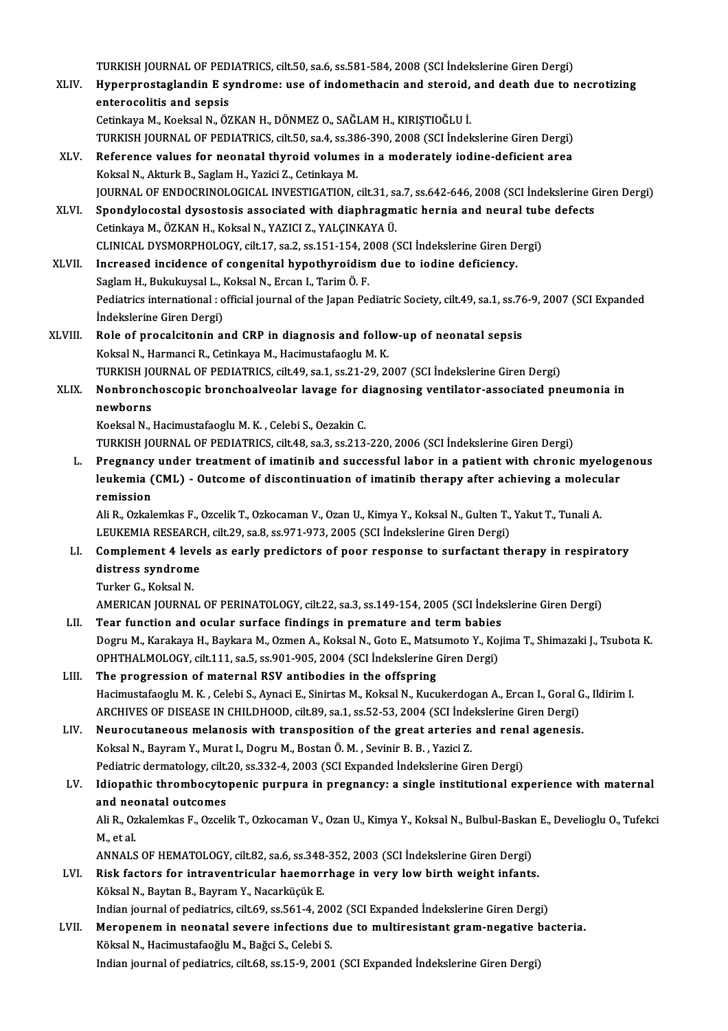TURKISH JOURNAL OF PEDIATRICS, cilt.50, sa.6, ss.581-584, 2008 (SCI İndekslerine Giren Dergi)

XLIV. **Hyperprostaglandin E syndrome: use of indomethacin and steroid, and death due to necrotizing enterocolitis and sepsis**
Cetinkaya M., Koeksal N., ÖZKAN H., DÖNMEZ O., SAĞLAM H., KIRIŞTIOĞLU İ.
TURKISH JOURNAL OF PEDIATRICS, cilt.50, sa.4, ss.386-390, 2008 (SCI İndekslerine Giren Dergi)

XLV. **Reference values for neonatal thyroid volumes in a moderately iodine-deficient area**
Koksal N., Akturk B., Saglam H., Yazici Z., Cetinkaya M.
JOURNAL OF ENDOCRINOLOGICAL INVESTIGATION, cilt.31, sa.7, ss.642-646, 2008 (SCI İndekslerine Giren Dergi)

XLVI. **Spondylocostal dysostosis associated with diaphragmatic hernia and neural tube defects**
Cetinkaya M., ÖZKAN H., Koksal N., YAZICI Z., YALÇINKAYA Ü.
CLINICAL DYSMORPHOLOGY, cilt.17, sa.2, ss.151-154, 2008 (SCI İndekslerine Giren Dergi)

XLVII. **Increased incidence of congenital hypothyroidism due to iodine deficiency.**
Saglam H., Bukukuysal L., Koksal N., Ercan I., Tarim Ö. F.
Pediatrics international : official journal of the Japan Pediatric Society, cilt.49, sa.1, ss.76-9, 2007 (SCI Expanded İndekslerine Giren Dergi)

XLVIII. **Role of procalcitonin and CRP in diagnosis and follow-up of neonatal sepsis**
Koksal N., Harmanci R., Cetinkaya M., Hacimustafaoglu M. K.
TURKISH JOURNAL OF PEDIATRICS, cilt.49, sa.1, ss.21-29, 2007 (SCI İndekslerine Giren Dergi)

XLIX. **Nonbronchoscopic bronchoalveolar lavage for diagnosing ventilator-associated pneumonia in newborns**
Koeksal N., Hacimustafaoglu M. K. , Celebi S., Oezakin C.
TURKISH JOURNAL OF PEDIATRICS, cilt.48, sa.3, ss.213-220, 2006 (SCI İndekslerine Giren Dergi)

L. **Pregnancy under treatment of imatinib and successful labor in a patient with chronic myelogenous leukemia (CML) - Outcome of discontinuation of imatinib therapy after achieving a molecular remission**
Ali R., Ozkalemkas F., Ozcelik T., Ozkocaman V., Ozan U., Kimya Y., Koksal N., Gulten T., Yakut T., Tunali A.
LEUKEMIA RESEARCH, cilt.29, sa.8, ss.971-973, 2005 (SCI İndekslerine Giren Dergi)

LI. **Complement 4 levels as early predictors of poor response to surfactant therapy in respiratory distress syndrome**
Turker G., Koksal N.
AMERICAN JOURNAL OF PERINATOLOGY, cilt.22, sa.3, ss.149-154, 2005 (SCI İndekslerine Giren Dergi)

LII. **Tear function and ocular surface findings in premature and term babies**
Dogru M., Karakaya H., Baykara M., Ozmen A., Koksal N., Goto E., Matsumoto Y., Kojima T., Shimazaki J., Tsubota K.
OPHTHALMOLOGY, cilt.111, sa.5, ss.901-905, 2004 (SCI İndekslerine Giren Dergi)

LIII. **The progression of maternal RSV antibodies in the offspring**
Hacimustafaoglu M. K. , Celebi S., Aynaci E., Sinirtas M., Koksal N., Kucukerdogan A., Ercan I., Goral G., Ildirim I.
ARCHIVES OF DISEASE IN CHILDHOOD, cilt.89, sa.1, ss.52-53, 2004 (SCI İndekslerine Giren Dergi)

LIV. **Neurocutaneous melanosis with transposition of the great arteries and renal agenesis.**
Koksal N., Bayram Y., Murat I., Dogru M., Bostan Ö. M. , Sevinir B. B. , Yazici Z.
Pediatric dermatology, cilt.20, ss.332-4, 2003 (SCI Expanded İndekslerine Giren Dergi)

LV. **Idiopathic thrombocytopenic purpura in pregnancy: a single institutional experience with maternal and neonatal outcomes**
Ali R., Ozkalemkas F., Ozcelik T., Ozkocaman V., Ozan U., Kimya Y., Koksal N., Bulbul-Baskan E., Develioglu O., Tufekci M., et al.
ANNALS OF HEMATOLOGY, cilt.82, sa.6, ss.348-352, 2003 (SCI İndekslerine Giren Dergi)

LVI. **Risk factors for intraventricular haemorrhage in very low birth weight infants.**
Köksal N., Baytan B., Bayram Y., Nacarküçük E.
Indian journal of pediatrics, cilt.69, ss.561-4, 2002 (SCI Expanded İndekslerine Giren Dergi)

LVII. **Meropenem in neonatal severe infections due to multiresistant gram-negative bacteria.**
Köksal N., Hacimustafaoğlu M., Bağci S., Celebi S.
Indian journal of pediatrics, cilt.68, ss.15-9, 2001 (SCI Expanded İndekslerine Giren Dergi)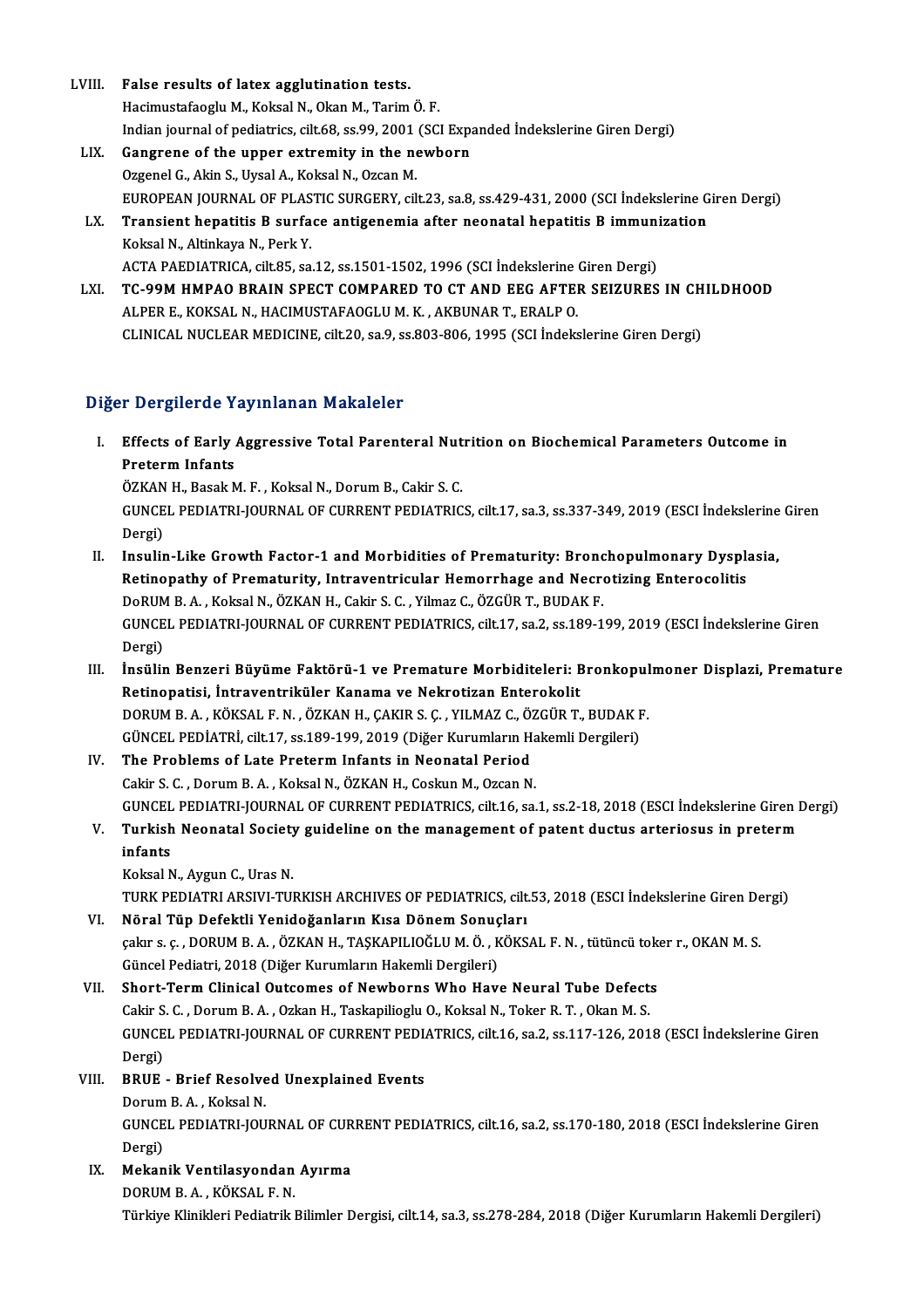LVIII. **False results of latex agglutination tests.**
Hacimustafaoglu M., Koksal N., Okan M., Tarim Ö. F.
Indian journal of pediatrics, cilt.68, ss.99, 2001 (SCI Expanded İndekslerine Giren Dergi)

LIX. **Gangrene of the upper extremity in the newborn**
Ozgenel G., Akin S., Uysal A., Koksal N., Ozcan M.
EUROPEAN JOURNAL OF PLASTIC SURGERY, cilt.23, sa.8, ss.429-431, 2000 (SCI İndekslerine Giren Dergi)

LX. **Transient hepatitis B surface antigenemia after neonatal hepatitis B immunization**
Koksal N., Altinkaya N., Perk Y.
ACTA PAEDIATRICA, cilt.85, sa.12, ss.1501-1502, 1996 (SCI İndekslerine Giren Dergi)

LXI. **TC-99M HMPAO BRAIN SPECT COMPARED TO CT AND EEG AFTER SEIZURES IN CHILDHOOD**
ALPER E., KOKSAL N., HACIMUSTAFAOGLU M. K. , AKBUNAR T., ERALP O.
CLINICAL NUCLEAR MEDICINE, cilt.20, sa.9, ss.803-806, 1995 (SCI İndekslerine Giren Dergi)

## Diğer Dergilerde Yayınlanan Makaleler

I. **Effects of Early Aggressive Total Parenteral Nutrition on Biochemical Parameters Outcome in Preterm Infants**
ÖZKAN H., Basak M. F. , Koksal N., Dorum B., Cakir S. C.
GUNCEL PEDIATRI-JOURNAL OF CURRENT PEDIATRICS, cilt.17, sa.3, ss.337-349, 2019 (ESCI İndekslerine Giren Dergi)

II. **Insulin-Like Growth Factor-1 and Morbidities of Prematurity: Bronchopulmonary Dysplasia, Retinopathy of Prematurity, Intraventricular Hemorrhage and Necrotizing Enterocolitis**
DoRUM B. A. , Koksal N., ÖZKAN H., Cakir S. C. , Yilmaz C., ÖZGÜR T., BUDAK F.
GUNCEL PEDIATRI-JOURNAL OF CURRENT PEDIATRICS, cilt.17, sa.2, ss.189-199, 2019 (ESCI İndekslerine Giren Dergi)

III. **İnsülin Benzeri Büyüme Faktörü-1 ve Premature Morbiditeleri: Bronkopulmoner Displazi, Premature Retinopatisi, İntraventriküler Kanama ve Nekrotizan Enterokolit**
DORUM B. A. , KÖKSAL F. N. , ÖZKAN H., ÇAKIR S. Ç. , YILMAZ C., ÖZGÜR T., BUDAK F.
GÜNCEL PEDİATRİ, cilt.17, ss.189-199, 2019 (Diğer Kurumların Hakemli Dergileri)

IV. **The Problems of Late Preterm Infants in Neonatal Period**
Cakir S. C. , Dorum B. A. , Koksal N., ÖZKAN H., Coskun M., Ozcan N.
GUNCEL PEDIATRI-JOURNAL OF CURRENT PEDIATRICS, cilt.16, sa.1, ss.2-18, 2018 (ESCI İndekslerine Giren Dergi)

V. **Turkish Neonatal Society guideline on the management of patent ductus arteriosus in preterm infants**
Koksal N., Aygun C., Uras N.
TURK PEDIATRI ARSIVI-TURKISH ARCHIVES OF PEDIATRICS, cilt.53, 2018 (ESCI İndekslerine Giren Dergi)

VI. **Nöral Tüp Defektli Yenidoğanların Kısa Dönem Sonuçları**
çakır s. ç. , DORUM B. A. , ÖZKAN H., TAŞKAPILIOĞLU M. Ö. , KÖKSAL F. N. , tütüncü toker r., OKAN M. S.
Güncel Pediatri, 2018 (Diğer Kurumların Hakemli Dergileri)

VII. **Short-Term Clinical Outcomes of Newborns Who Have Neural Tube Defects**
Cakir S. C. , Dorum B. A. , Ozkan H., Taskapilioglu O., Koksal N., Toker R. T. , Okan M. S.
GUNCEL PEDIATRI-JOURNAL OF CURRENT PEDIATRICS, cilt.16, sa.2, ss.117-126, 2018 (ESCI İndekslerine Giren Dergi)

VIII. **BRUE - Brief Resolved Unexplained Events**
Dorum B. A. , Koksal N.
GUNCEL PEDIATRI-JOURNAL OF CURRENT PEDIATRICS, cilt.16, sa.2, ss.170-180, 2018 (ESCI İndekslerine Giren Dergi)

IX. **Mekanik Ventilasyondan Ayırma**
DORUM B. A. , KÖKSAL F. N.
Türkiye Klinikleri Pediatrik Bilimler Dergisi, cilt.14, sa.3, ss.278-284, 2018 (Diğer Kurumların Hakemli Dergileri)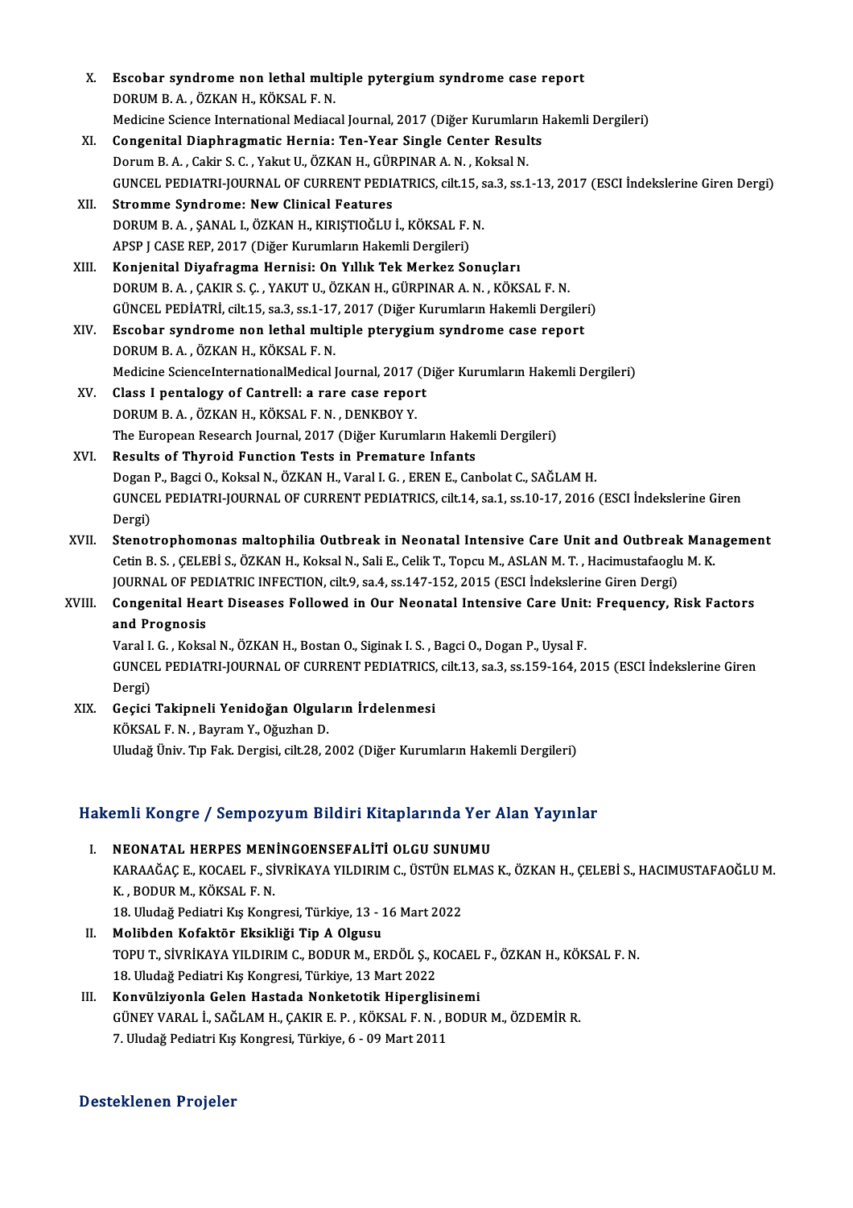X. **Escobar syndrome non lethal multiple pytergium syndrome case report**
DORUM B. A. , ÖZKAN H., KÖKSAL F. N.
Medicine Science International Mediacal Journal, 2017 (Diğer Kurumların Hakemli Dergileri)

XI. **Congenital Diaphragmatic Hernia: Ten-Year Single Center Results**
Dorum B. A. , Cakir S. C. , Yakut U., ÖZKAN H., GÜRPINAR A. N. , Koksal N.
GUNCEL PEDIATRI-JOURNAL OF CURRENT PEDIATRICS, cilt.15, sa.3, ss.1-13, 2017 (ESCI İndekslerine Giren Dergi)

XII. **Stromme Syndrome: New Clinical Features**
DORUM B. A. , ŞANAL I., ÖZKAN H., KIRIŞTIOĞLU İ., KÖKSAL F. N.
APSP J CASE REP, 2017 (Diğer Kurumların Hakemli Dergileri)

XIII. **Konjenital Diyafragma Hernisi: On Yıllık Tek Merkez Sonuçları**
DORUM B. A. , ÇAKIR S. Ç. , YAKUT U., ÖZKAN H., GÜRPINAR A. N. , KÖKSAL F. N.
GÜNCEL PEDİATRİ, cilt.15, sa.3, ss.1-17, 2017 (Diğer Kurumların Hakemli Dergileri)

XIV. **Escobar syndrome non lethal multiple pterygium syndrome case report**
DORUM B. A. , ÖZKAN H., KÖKSAL F. N.
Medicine ScienceInternationalMedical Journal, 2017 (Diğer Kurumların Hakemli Dergileri)

XV. **Class I pentalogy of Cantrell: a rare case report**
DORUM B. A. , ÖZKAN H., KÖKSAL F. N. , DENKBOY Y.
The European Research Journal, 2017 (Diğer Kurumların Hakemli Dergileri)

XVI. **Results of Thyroid Function Tests in Premature Infants**
Dogan P., Bagci O., Koksal N., ÖZKAN H., Varal I. G. , EREN E., Canbolat C., SAĞLAM H.
GUNCEL PEDIATRI-JOURNAL OF CURRENT PEDIATRICS, cilt.14, sa.1, ss.10-17, 2016 (ESCI İndekslerine Giren Dergi)

XVII. **Stenotrophomonas maltophilia Outbreak in Neonatal Intensive Care Unit and Outbreak Management**
Cetin B. S. , ÇELEBİ S., ÖZKAN H., Koksal N., Sali E., Celik T., Topcu M., ASLAN M. T. , Hacimustafaoglu M. K.
JOURNAL OF PEDIATRIC INFECTION, cilt.9, sa.4, ss.147-152, 2015 (ESCI İndekslerine Giren Dergi)

XVIII. **Congenital Heart Diseases Followed in Our Neonatal Intensive Care Unit: Frequency, Risk Factors and Prognosis**
Varal I. G. , Koksal N., ÖZKAN H., Bostan O., Siginak I. S. , Bagci O., Dogan P., Uysal F.
GUNCEL PEDIATRI-JOURNAL OF CURRENT PEDIATRICS, cilt.13, sa.3, ss.159-164, 2015 (ESCI İndekslerine Giren Dergi)

XIX. **Geçici Takipneli Yenidoğan Olguların İrdelenmesi**
KÖKSAL F. N. , Bayram Y., Oğuzhan D.
Uludağ Üniv. Tıp Fak. Dergisi, cilt.28, 2002 (Diğer Kurumların Hakemli Dergileri)

## Hakemli Kongre / Sempozyum Bildiri Kitaplarında Yer Alan Yayınlar

I. **NEONATAL HERPES MENİNGOENSEFALİTİ OLGU SUNUMU**
KARAAĞAÇ E., KOCAEL F., SİVRİKAYA YILDIRIM C., ÜSTÜN ELMAS K., ÖZKAN H., ÇELEBİ S., HACIMUSTAFAOĞLU M. K. , BODUR M., KÖKSAL F. N.
18. Uludağ Pediatri Kış Kongresi, Türkiye, 13 - 16 Mart 2022

II. **Molibden Kofaktör Eksikliği Tip A Olgusu**
TOPU T., SİVRİKAYA YILDIRIM C., BODUR M., ERDÖL Ş., KOCAEL F., ÖZKAN H., KÖKSAL F. N.
18. Uludağ Pediatri Kış Kongresi, Türkiye, 13 Mart 2022

III. **Konvülziyonla Gelen Hastada Nonketotik Hiperglisinemi**
GÜNEY VARAL İ., SAĞLAM H., ÇAKIR E. P. , KÖKSAL F. N. , BODUR M., ÖZDEMİR R.
7. Uludağ Pediatri Kış Kongresi, Türkiye, 6 - 09 Mart 2011

## Desteklenen Projeler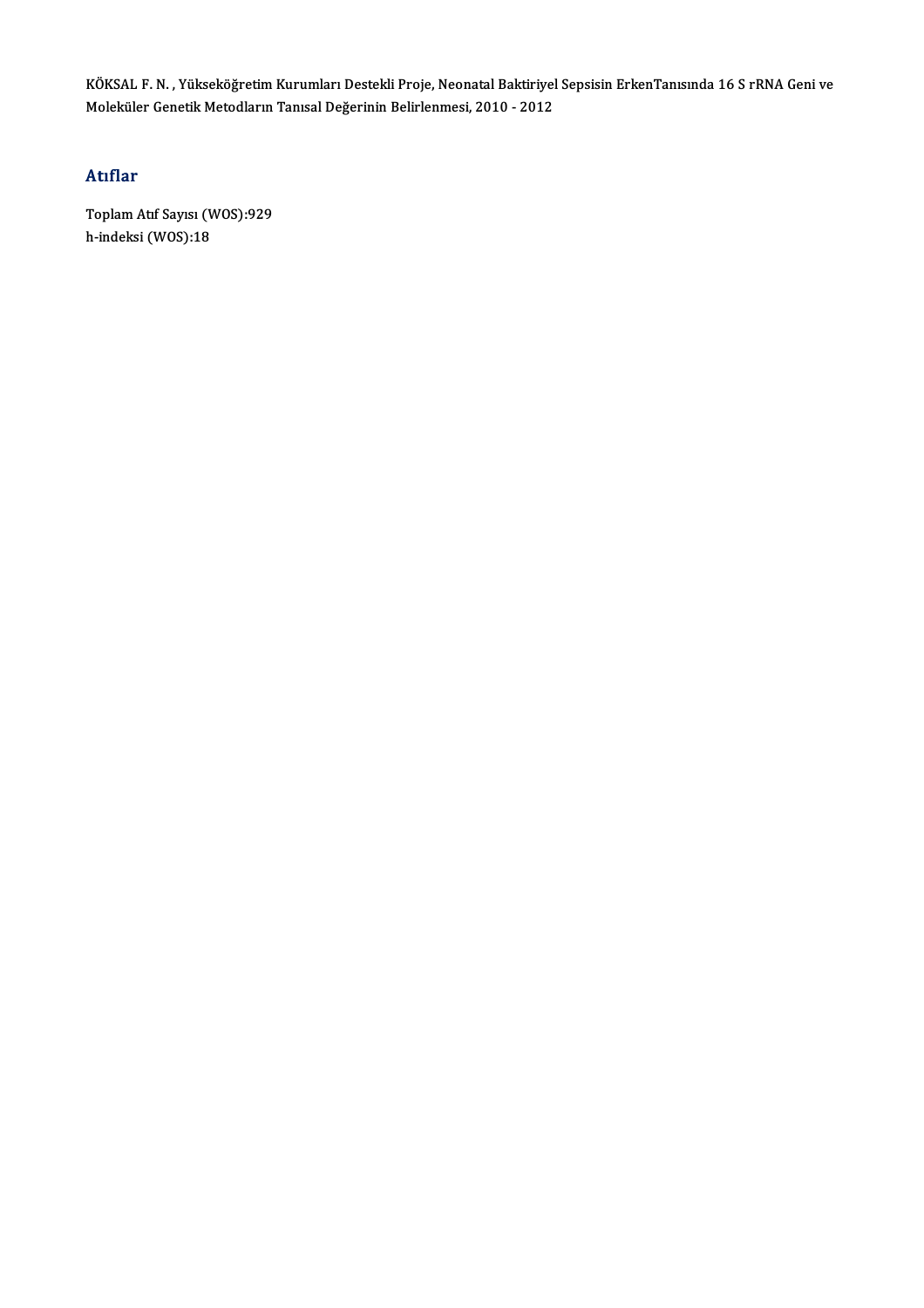KÖKSAL F. N. , Yükseköğretim Kurumları Destekli Proje, Neonatal Baktiriyel Sepsisin ErkenTanısında 16 S rRNA Geni ve Moleküler Genetik Metodların Tanısal Değerinin Belirlenmesi, 2010 - 2012

## Atıflar

Toplam Atıf Sayısı (WOS):929
h-indeksi (WOS):18